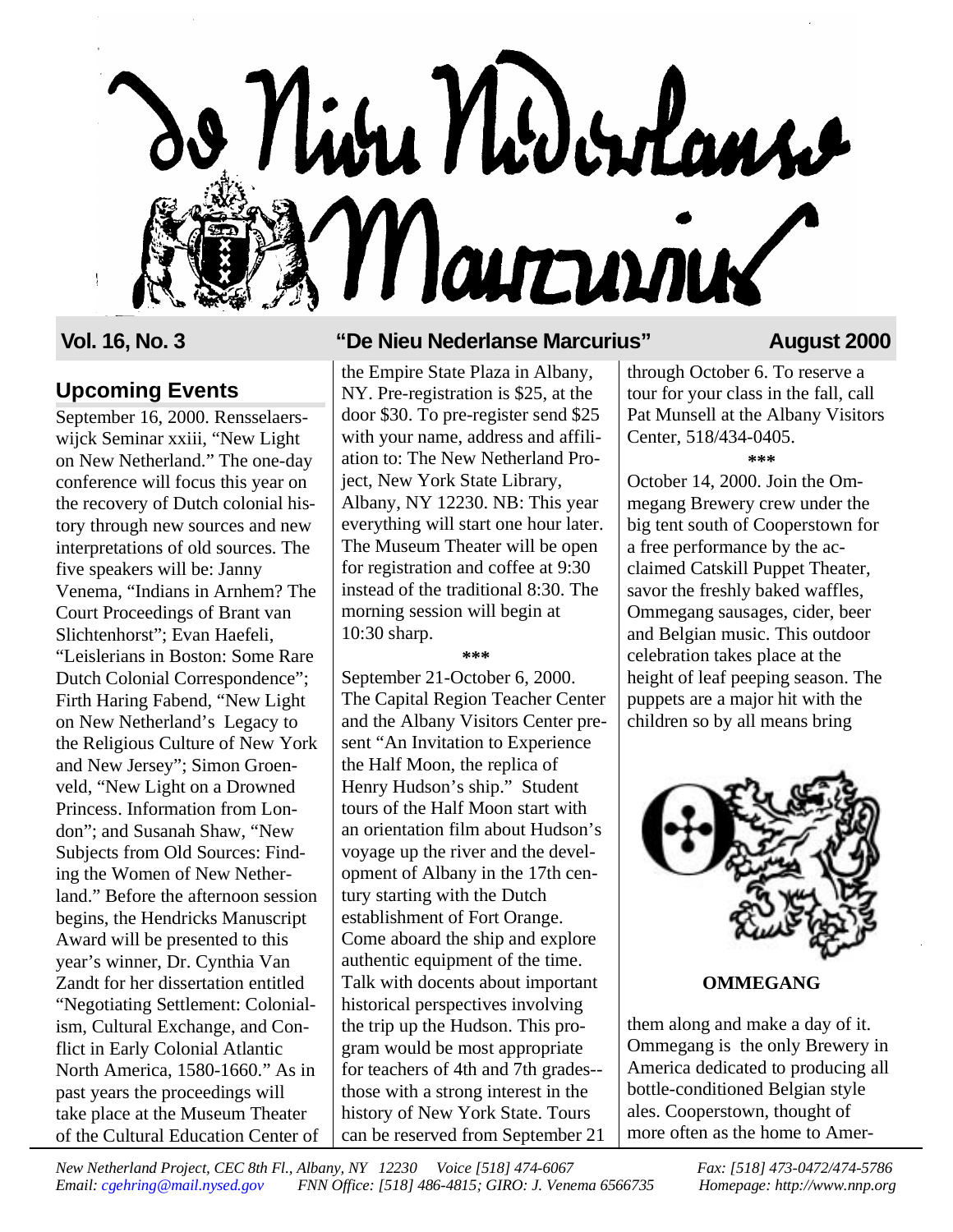# De Nieu Nederlanse Marcurius

**Vol. 16, No. 3** | **"De Nieu Nederlanse Marcurius"** | **August 2000**

## Upcoming Events

September 16, 2000. Rensselaerswijck Seminar xxiii, "New Light on New Netherland." The one-day conference will focus this year on the recovery of Dutch colonial history through new sources and new interpretations of old sources. The five speakers will be: Janny Venema, "Indians in Arnhem? The Court Proceedings of Brant van Slichtenhorst"; Evan Haefeli, "Leislerians in Boston: Some Rare Dutch Colonial Correspondence"; Firth Haring Fabend, "New Light on New Netherland's Legacy to the Religious Culture of New York and New Jersey"; Simon Groenveld, "New Light on a Drowned Princess. Information from London"; and Susanah Shaw, "New Subjects from Old Sources: Finding the Women of New Netherland." Before the afternoon session begins, the Hendricks Manuscript Award will be presented to this year's winner, Dr. Cynthia Van Zandt for her dissertation entitled "Negotiating Settlement: Colonialism, Cultural Exchange, and Conflict in Early Colonial Atlantic North America, 1580-1660." As in past years the proceedings will take place at the Museum Theater of the Cultural Education Center of the Empire State Plaza in Albany, NY. Pre-registration is $25, at the door $30. To pre-register send $25 with your name, address and affiliation to: The New Netherland Project, New York State Library, Albany, NY 12230. NB: This year everything will start one hour later. The Museum Theater will be open for registration and coffee at 9:30 instead of the traditional 8:30. The morning session will begin at 10:30 sharp.

***

September 21-October 6, 2000. The Capital Region Teacher Center and the Albany Visitors Center present "An Invitation to Experience the Half Moon, the replica of Henry Hudson's ship." Student tours of the Half Moon start with an orientation film about Hudson's voyage up the river and the development of Albany in the 17th century starting with the Dutch establishment of Fort Orange. Come aboard the ship and explore authentic equipment of the time. Talk with docents about important historical perspectives involving the trip up the Hudson. This program would be most appropriate for teachers of 4th and 7th grades--those with a strong interest in the history of New York State. Tours can be reserved from September 21 through October 6. To reserve a tour for your class in the fall, call Pat Munsell at the Albany Visitors Center, 518/434-0405.

***

October 14, 2000. Join the Ommegang Brewery crew under the big tent south of Cooperstown for a free performance by the acclaimed Catskill Puppet Theater, savor the freshly baked waffles, Ommegang sausages, cider, beer and Belgian music. This outdoor celebration takes place at the height of leaf peeping season. The puppets are a major hit with the children so by all means bring

**OMMEGANG**

them along and make a day of it. Ommegang is the only Brewery in America dedicated to producing all bottle-conditioned Belgian style ales. Cooperstown, thought of more often as the home to Amer-

*New Netherland Project, CEC 8th Fl., Albany, NY 12230 Voice [518] 474-6067 Fax: [518] 473-0472/474-5786*
*Email: cgehring@mail.nysed.gov FNN Office: [518] 486-4815; GIRO: J. Venema 6566735 Homepage: http://www.nnp.org*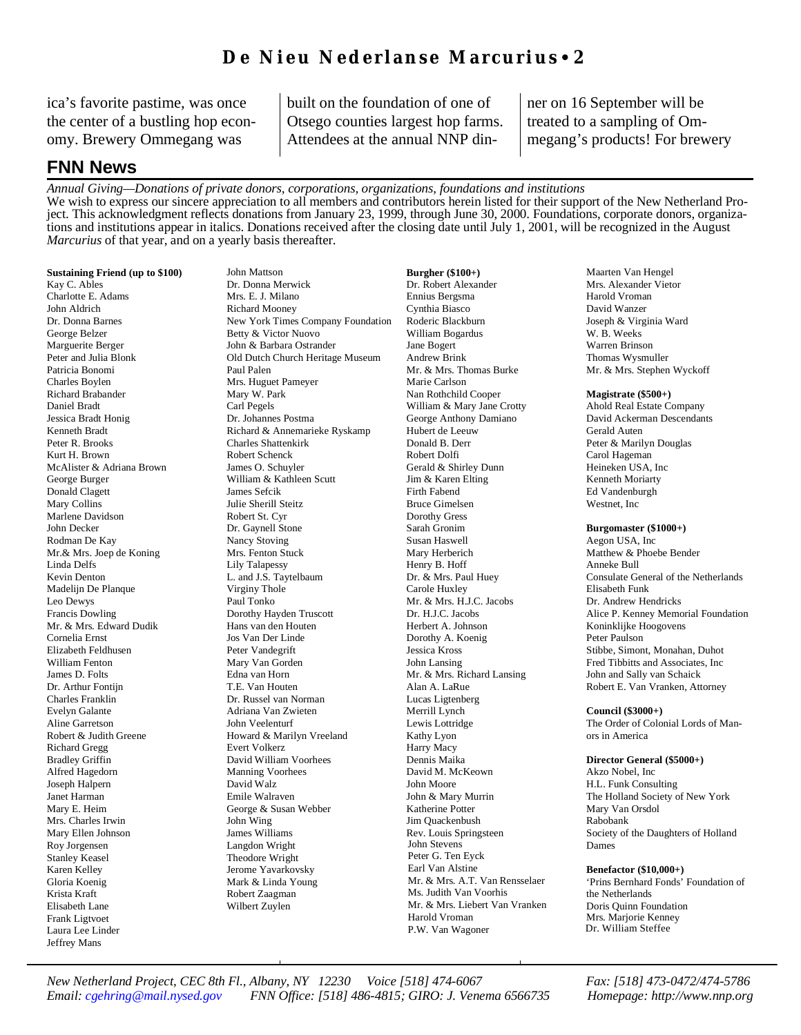ica's favorite pastime, was once the center of a bustling hop economy. Brewery Ommegang was built on the foundation of one of Otsego counties largest hop farms. Attendees at the annual NNP dinner on 16 September will be treated to a sampling of Ommegang's products! For brewery

## FNN News

*Annual Giving—Donations of private donors, corporations, organizations, foundations and institutions*

We wish to express our sincere appreciation to all members and contributors herein listed for their support of the New Netherland Project. This acknowledgment reflects donations from January 23, 1999, through June 30, 2000. Foundations, corporate donors, organizations and institutions appear in italics. Donations received after the closing date until July 1, 2001, will be recognized in the August *Marcurius* of that year, and on a yearly basis thereafter.

**Sustaining Friend (up to $100)**

Kay C. Ables
Charlotte E. Adams
John Aldrich
Dr. Donna Barnes
George Belzer
Marguerite Berger
Peter and Julia Blonk
Patricia Bonomi
Charles Boylen
Richard Brabander
Daniel Bradt
Jessica Bradt Honig
Kenneth Bradt
Peter R. Brooks
Kurt H. Brown
McAlister & Adriana Brown
George Burger
Donald Clagett
Mary Collins
Marlene Davidson
John Decker
Rodman De Kay
Mr.& Mrs. Joep de Koning
Linda Delfs
Kevin Denton
Madelijn De Planque
Leo Dewys
Francis Dowling
Mr. & Mrs. Edward Dudik
Cornelia Ernst
Elizabeth Feldhusen
William Fenton
James D. Folts
Dr. Arthur Fontijn
Charles Franklin
Evelyn Galante
Aline Garretson
Robert & Judith Greene
Richard Gregg
Bradley Griffin
Alfred Hagedorn
Joseph Halpern
Janet Harman
Mary E. Heim
Mrs. Charles Irwin
Mary Ellen Johnson
Roy Jorgensen
Stanley Keasel
Karen Kelley
Gloria Koenig
Krista Kraft
Elisabeth Lane
Frank Ligtvoet
Laura Lee Linder
Jeffrey Mans
John Mattson
Dr. Donna Merwick
Mrs. E. J. Milano
Richard Mooney
New York Times Company Foundation
Betty & Victor Nuovo
John & Barbara Ostrander
Old Dutch Church Heritage Museum
Paul Palen
Mrs. Huguet Pameyer
Mary W. Park
Carl Pegels
Dr. Johannes Postma
Richard & Annemarieke Ryskamp
Charles Shattenkirk
Robert Schenck
James O. Schuyler
William & Kathleen Scutt
James Sefcik
Julie Sherill Steitz
Robert St. Cyr
Dr. Gaynell Stone
Nancy Stoving
Mrs. Fenton Stuck
Lily Talapessy
L. and J.S. Taytelbaum
Virginy Thole
Paul Tonko
Dorothy Hayden Truscott
Hans van den Houten
Jos Van Der Linde
Peter Vandegrift
Mary Van Gorden
Edna van Horn
T.E. Van Houten
Dr. Russel van Norman
Adriana Van Zwieten
John Veelenturf
Howard & Marilyn Vreeland
Evert Volkerz
David William Voorhees
Manning Voorhees
David Walz
Emile Walraven
George & Susan Webber
John Wing
James Williams
Langdon Wright
Theodore Wright
Jerome Yavarkovsky
Mark & Linda Young
Robert Zaagman
Wilbert Zuylen

**Burgher ($100+)**

Dr. Robert Alexander
Ennius Bergsma
Cynthia Biasco
Roderic Blackburn
William Bogardus
Jane Bogert
Andrew Brink
Mr. & Mrs. Thomas Burke
Marie Carlson
Nan Rothchild Cooper
William & Mary Jane Crotty
George Anthony Damiano
Hubert de Leeuw
Donald B. Derr
Robert Dolfi
Gerald & Shirley Dunn
Jim & Karen Elting
Firth Fabend
Bruce Gimelsen
Dorothy Gress
Sarah Gronim
Susan Haswell
Mary Herberich
Henry B. Hoff
Dr. & Mrs. Paul Huey
Carole Huxley
Mr. & Mrs. H.J.C. Jacobs
Dr. H.J.C. Jacobs
Herbert A. Johnson
Dorothy A. Koenig
Jessica Kross
John Lansing
Mr. & Mrs. Richard Lansing
Alan A. LaRue
Lucas Ligtenberg
Merrill Lynch
Lewis Lottridge
Kathy Lyon
Harry Macy
Dennis Maika
David M. McKeown
John Moore
John & Mary Murrin
Katherine Potter
Jim Quackenbush
Rev. Louis Springsteen
John Stevens
Peter G. Ten Eyck
Earl Van Alstine
Mr. & Mrs. A.T. Van Rensselaer
Ms. Judith Van Voorhis
Mr. & Mrs. Liebert Van Vranken
Harold Vroman
P.W. Van Wagoner
Maarten Van Hengel
Mrs. Alexander Vietor
Harold Vroman
David Wanzer
Joseph & Virginia Ward
W. B. Weeks
Warren Brinson
Thomas Wysmuller
Mr. & Mrs. Stephen Wyckoff

**Magistrate ($500+)**

Ahold Real Estate Company
David Ackerman Descendants
Gerald Auten
Peter & Marilyn Douglas
Carol Hageman
Heineken USA, Inc
Kenneth Moriarty
Ed Vandenburgh
Westnet, Inc

**Burgomaster ($1000+)**

Aegon USA, Inc
Matthew & Phoebe Bender
Anneke Bull
Consulate General of the Netherlands
Elisabeth Funk
Dr. Andrew Hendricks
Alice P. Kenney Memorial Foundation
Koninklijke Hoogovens
Peter Paulson
Stibbe, Simont, Monahan, Duhot
Fred Tibbitts and Associates, Inc
John and Sally van Schaick
Robert E. Van Vranken, Attorney

**Council ($3000+)**

The Order of Colonial Lords of Manors in America

**Director General ($5000+)**

Akzo Nobel, Inc
H.L. Funk Consulting
The Holland Society of New York
Mary Van Orsdol
Rabobank
Society of the Daughters of Holland Dames

**Benefactor ($10,000+)**

'Prins Bernhard Fonds' Foundation of the Netherlands
Doris Quinn Foundation
Mrs. Marjorie Kenney
Dr. William Steffee

*New Netherland Project, CEC 8th Fl., Albany, NY 12230 Voice [518] 474-6067 Fax: [518] 473-0472/474-5786*
*Email: cgehring@mail.nysed.gov FNN Office: [518] 486-4815; GIRO: J. Venema 6566735 Homepage: http://www.nnp.org*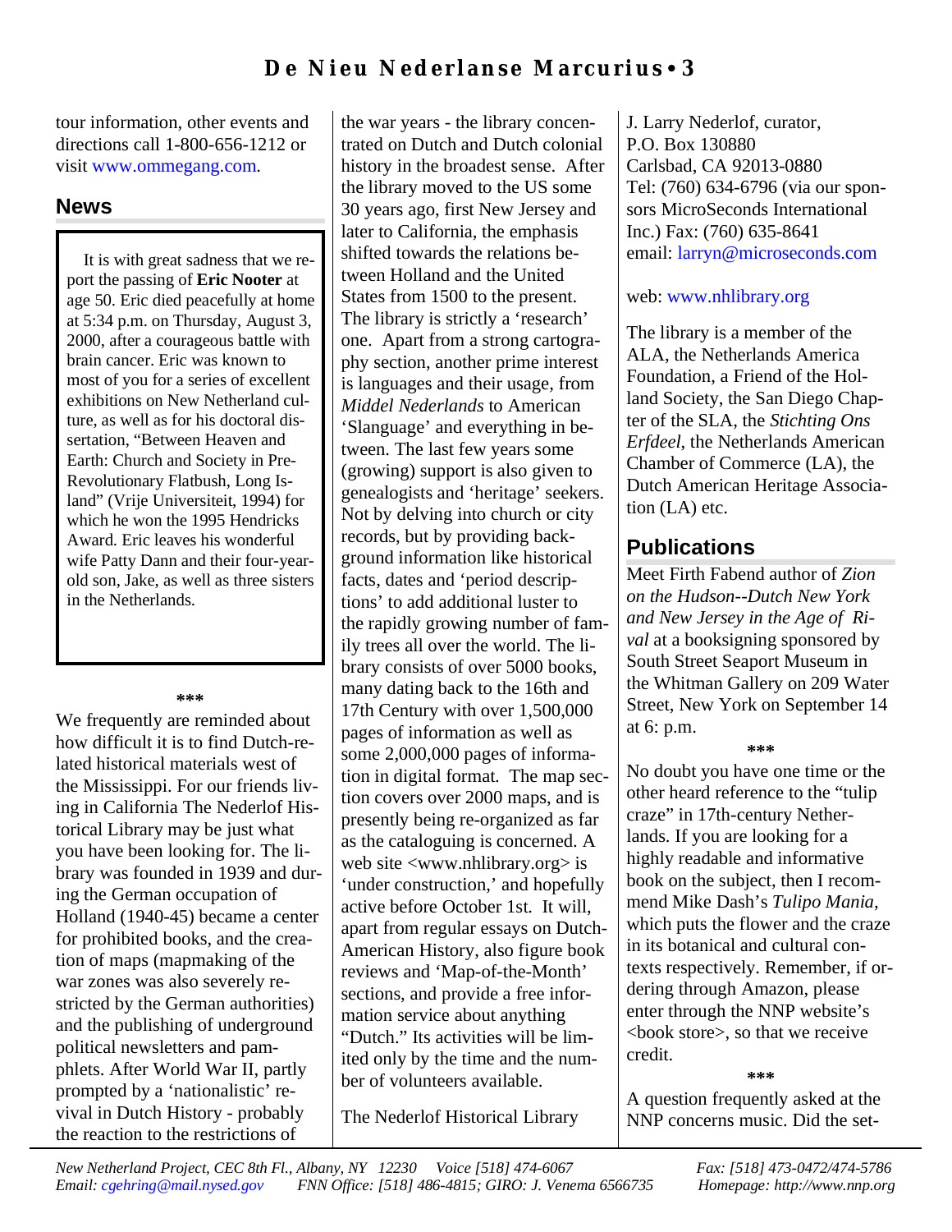tour information, other events and directions call 1-800-656-1212 or visit www.ommegang.com.

## News

It is with great sadness that we report the passing of **Eric Nooter** at age 50. Eric died peacefully at home at 5:34 p.m. on Thursday, August 3, 2000, after a courageous battle with brain cancer. Eric was known to most of you for a series of excellent exhibitions on New Netherland culture, as well as for his doctoral dissertation, "Between Heaven and Earth: Church and Society in Pre-Revolutionary Flatbush, Long Island" (Vrije Universiteit, 1994) for which he won the 1995 Hendricks Award. Eric leaves his wonderful wife Patty Dann and their four-year-old son, Jake, as well as three sisters in the Netherlands.

\*\*\*

We frequently are reminded about how difficult it is to find Dutch-related historical materials west of the Mississippi. For our friends living in California The Nederlof Historical Library may be just what you have been looking for. The library was founded in 1939 and during the German occupation of Holland (1940-45) became a center for prohibited books, and the creation of maps (mapmaking of the war zones was also severely restricted by the German authorities) and the publishing of underground political newsletters and pamphlets. After World War II, partly prompted by a 'nationalistic' revival in Dutch History - probably the reaction to the restrictions of the war years - the library concentrated on Dutch and Dutch colonial history in the broadest sense. After the library moved to the US some 30 years ago, first New Jersey and later to California, the emphasis shifted towards the relations between Holland and the United States from 1500 to the present. The library is strictly a 'research' one. Apart from a strong cartography section, another prime interest is languages and their usage, from *Middel Nederlands* to American 'Slanguage' and everything in between. The last few years some (growing) support is also given to genealogists and 'heritage' seekers. Not by delving into church or city records, but by providing background information like historical facts, dates and 'period descriptions' to add additional luster to the rapidly growing number of family trees all over the world. The library consists of over 5000 books, many dating back to the 16th and 17th Century with over 1,500,000 pages of information as well as some 2,000,000 pages of information in digital format. The map section covers over 2000 maps, and is presently being re-organized as far as the cataloguing is concerned. A web site <www.nhlibrary.org> is 'under construction,' and hopefully active before October 1st. It will, apart from regular essays on Dutch-American History, also figure book reviews and 'Map-of-the-Month' sections, and provide a free information service about anything "Dutch." Its activities will be limited only by the time and the number of volunteers available.

The Nederlof Historical Library
J. Larry Nederlof, curator,
P.O. Box 130880
Carlsbad, CA 92013-0880
Tel: (760) 634-6796 (via our sponsors MicroSeconds International Inc.) Fax: (760) 635-8641
email: larryn@microseconds.com

web: www.nhlibrary.org

The library is a member of the ALA, the Netherlands America Foundation, a Friend of the Holland Society, the San Diego Chapter of the SLA, the *Stichting Ons Erfdeel*, the Netherlands American Chamber of Commerce (LA), the Dutch American Heritage Association (LA) etc.

## Publications

Meet Firth Fabend author of *Zion on the Hudson--Dutch New York and New Jersey in the Age of Rival* at a booksigning sponsored by South Street Seaport Museum in the Whitman Gallery on 209 Water Street, New York on September 14 at 6: p.m.

\*\*\*

No doubt you have one time or the other heard reference to the "tulip craze" in 17th-century Netherlands. If you are looking for a highly readable and informative book on the subject, then I recommend Mike Dash's *Tulipo Mania*, which puts the flower and the craze in its botanical and cultural contexts respectively. Remember, if ordering through Amazon, please enter through the NNP website's <book store>, so that we receive credit.

\*\*\*

A question frequently asked at the NNP concerns music. Did the set-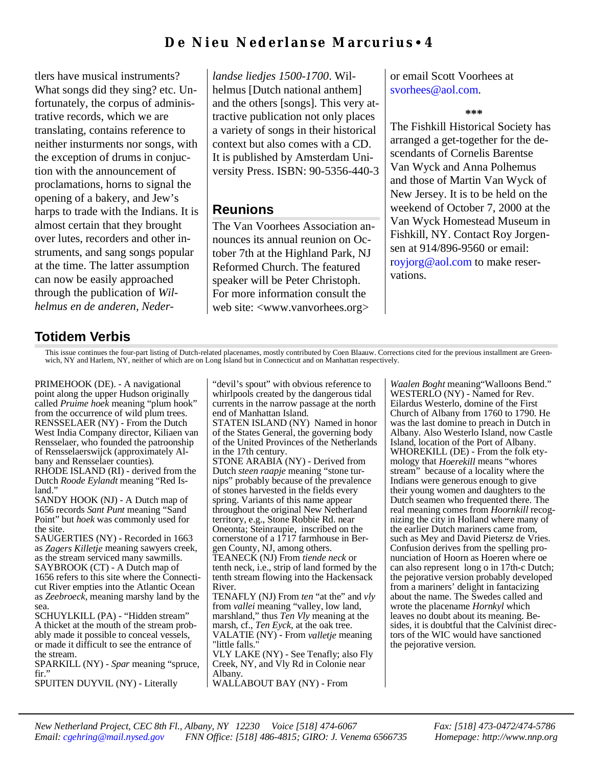tlers have musical instruments? What songs did they sing? etc. Unfortunately, the corpus of administrative records, which we are translating, contains reference to neither insturments nor songs, with the exception of drums in conjuction with the announcement of proclamations, horns to signal the opening of a bakery, and Jew's harps to trade with the Indians. It is almost certain that they brought over lutes, recorders and other instruments, and sang songs popular at the time. The latter assumption can now be easily approached through the publication of *Wilhelmus en de anderen, Nederlandse liedjes 1500-1700*. Wilhelmus [Dutch national anthem] and the others [songs]. This very attractive publication not only places a variety of songs in their historical context but also comes with a CD. It is published by Amsterdam University Press. ISBN: 90-5356-440-3

## Reunions

The Van Voorhees Association announces its annual reunion on October 7th at the Highland Park, NJ Reformed Church. The featured speaker will be Peter Christoph. For more information consult the web site: <www.vanvorhees.org> or email Scott Voorhees at svorhees@aol.com.

***

The Fishkill Historical Society has arranged a get-together for the descendants of Cornelis Barentse Van Wyck and Anna Polhemus and those of Martin Van Wyck of New Jersey. It is to be held on the weekend of October 7, 2000 at the Van Wyck Homestead Museum in Fishkill, NY. Contact Roy Jorgensen at 914/896-9560 or email: royjorg@aol.com to make reservations.

## Totidem Verbis

This issue continues the four-part listing of Dutch-related placenames, mostly contributed by Coen Blaauw. Corrections cited for the previous installment are Greenwich, NY and Harlem, NY, neither of which are on Long Island but in Connecticut and on Manhattan respectively.

PRIMEHOOK (DE). - A navigational point along the upper Hudson originally called *Pruime hoek* meaning "plum hook" from the occurrence of wild plum trees.

RENSSELAER (NY) - From the Dutch West India Company director, Kiliaen van Rensselaer, who founded the patroonship of Rensselaerswijck (approximately Albany and Rensselaer counties).

RHODE ISLAND (RI) - derived from the Dutch *Roode Eylandt* meaning "Red Island."

SANDY HOOK (NJ) - A Dutch map of 1656 records *Sant Punt* meaning "Sand Point" but *hoek* was commonly used for the site.

SAUGERTIES (NY) - Recorded in 1663 as *Zagers Killetje* meaning sawyers creek, as the stream serviced many sawmills.

SAYBROOK (CT) - A Dutch map of 1656 refers to this site where the Connecticut River empties into the Atlantic Ocean as *Zeebroeck*, meaning marshy land by the sea.

SCHUYLKILL (PA) - "Hidden stream" A thicket at the mouth of the stream probably made it possible to conceal vessels, or made it difficult to see the entrance of the stream.

SPARKILL (NY) - *Spar* meaning "spruce, fir."

SPUITEN DUYVIL (NY) - Literally "devil's spout" with obvious reference to whirlpools created by the dangerous tidal currents in the narrow passage at the north end of Manhattan Island.

STATEN ISLAND (NY) Named in honor of the States General, the governing body of the United Provinces of the Netherlands in the 17th century.

STONE ARABIA (NY) - Derived from Dutch *steen raapje* meaning "stone turnips" probably because of the prevalence of stones harvested in the fields every spring. Variants of this name appear throughout the original New Netherland territory, e.g., Stone Robbie Rd. near Oneonta; Steinraupie, inscribed on the cornerstone of a 1717 farmhouse in Bergen County, NJ, among others.

TEANECK (NJ) From *tiende neck* or tenth neck, i.e., strip of land formed by the tenth stream flowing into the Hackensack River.

TENAFLY (NJ) From *ten* "at the" and *vly* from *vallei* meaning "valley, low land, marshland," thus *Ten Vly* meaning at the marsh, cf., *Ten Eyck*, at the oak tree.

VALATIE (NY) - From *valletje* meaning "little falls."

VLY LAKE (NY) - See Tenafly; also Fly Creek, NY, and Vly Rd in Colonie near Albany.

WALLABOUT BAY (NY) - From *Waalen Boght* meaning"Walloons Bend."

WESTERLO (NY) - Named for Rev. Eilardus Westerlo, domine of the First Church of Albany from 1760 to 1790. He was the last domine to preach in Dutch in Albany. Also Westerlo Island, now Castle Island, location of the Port of Albany.

WHOREKILL (DE) - From the folk etymology that *Hoerekill* means "whores stream" because of a locality where the Indians were generous enough to give their young women and daughters to the Dutch seamen who frequented there. The real meaning comes from *Hoornkill* recognizing the city in Holland where many of the earlier Dutch mariners came from, such as Mey and David Pietersz de Vries. Confusion derives from the spelling pronunciation of Hoorn as Hoeren where oe can also represent long o in 17th-c Dutch; the pejorative version probably developed from a mariners' delight in fantacizing about the name. The Swedes called and wrote the placename *Hornkyl* which leaves no doubt about its meaning. Besides, it is doubtful that the Calvinist directors of the WIC would have sanctioned the pejorative version.

*New Netherland Project, CEC 8th Fl., Albany, NY 12230 Voice [518] 474-6067 Fax: [518] 473-0472/474-5786*
*Email: cgehring@mail.nysed.gov FNN Office: [518] 486-4815; GIRO: J. Venema 6566735 Homepage: http://www.nnp.org*